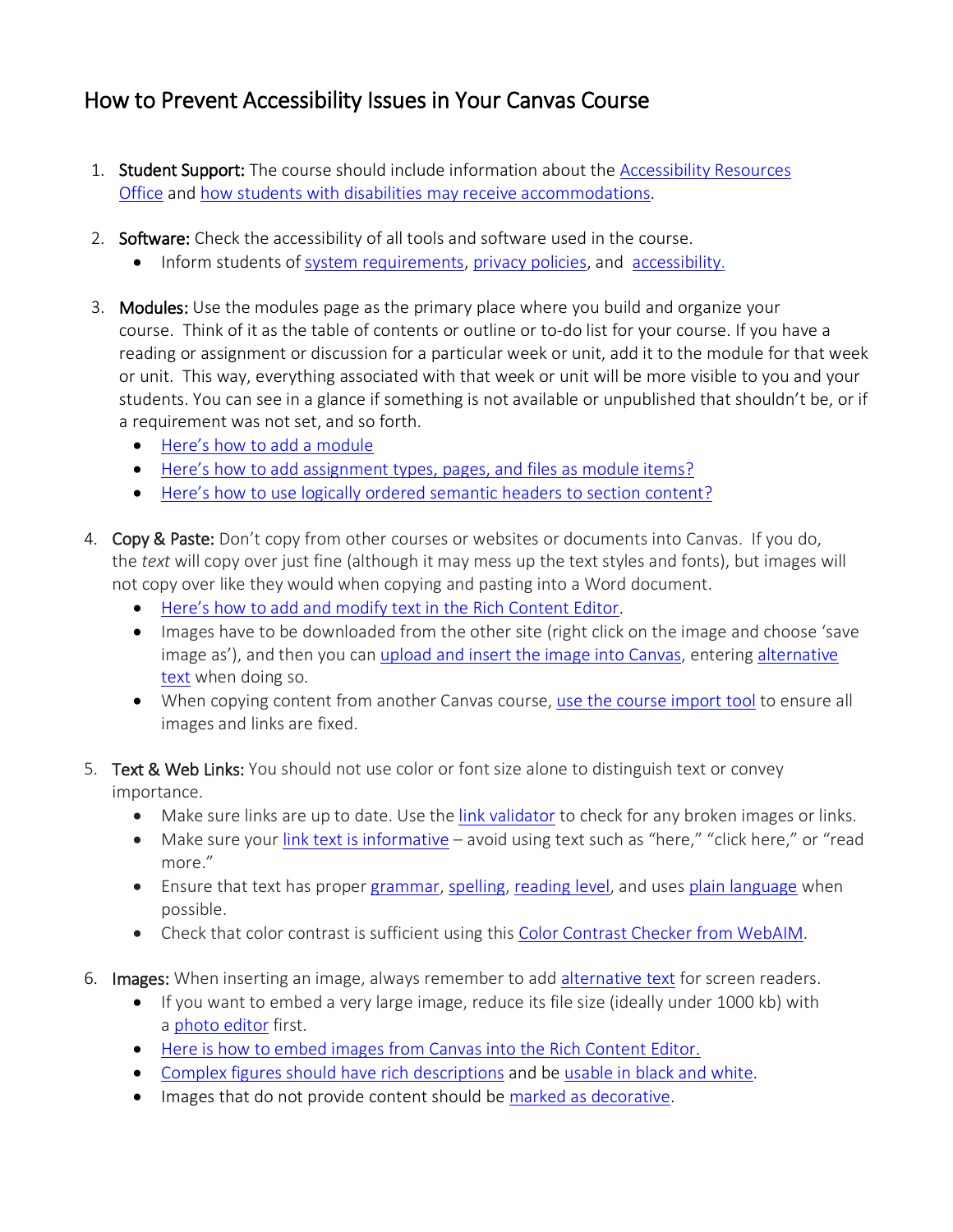# How to Prevent Accessibility Issues in Your Canvas Course

1. **Student Support:** The course should include information about the Accessibility Resources Office and how students with disabilities may receive accommodations.

2. **Software:** Check the accessibility of all tools and software used in the course.
   - Inform students of system requirements, privacy policies, and accessibility.

3. **Modules:** Use the modules page as the primary place where you build and organize your course. Think of it as the table of contents or outline or to-do list for your course. If you have a reading or assignment or discussion for a particular week or unit, add it to the module for that week or unit. This way, everything associated with that week or unit will be more visible to you and your students. You can see in a glance if something is not available or unpublished that shouldn't be, or if a requirement was not set, and so forth.
   - Here's how to add a module
   - Here's how to add assignment types, pages, and files as module items?
   - Here's how to use logically ordered semantic headers to section content?

4. **Copy & Paste:** Don't copy from other courses or websites or documents into Canvas. If you do, the *text* will copy over just fine (although it may mess up the text styles and fonts), but images will not copy over like they would when copying and pasting into a Word document.
   - Here's how to add and modify text in the Rich Content Editor.
   - Images have to be downloaded from the other site (right click on the image and choose 'save image as'), and then you can upload and insert the image into Canvas, entering alternative text when doing so.
   - When copying content from another Canvas course, use the course import tool to ensure all images and links are fixed.

5. **Text & Web Links:** You should not use color or font size alone to distinguish text or convey importance.
   - Make sure links are up to date. Use the link validator to check for any broken images or links.
   - Make sure your link text is informative – avoid using text such as "here," "click here," or "read more."
   - Ensure that text has proper grammar, spelling, reading level, and uses plain language when possible.
   - Check that color contrast is sufficient using this Color Contrast Checker from WebAIM.

6. **Images:** When inserting an image, always remember to add alternative text for screen readers.
   - If you want to embed a very large image, reduce its file size (ideally under 1000 kb) with a photo editor first.
   - Here is how to embed images from Canvas into the Rich Content Editor.
   - Complex figures should have rich descriptions and be usable in black and white.
   - Images that do not provide content should be marked as decorative.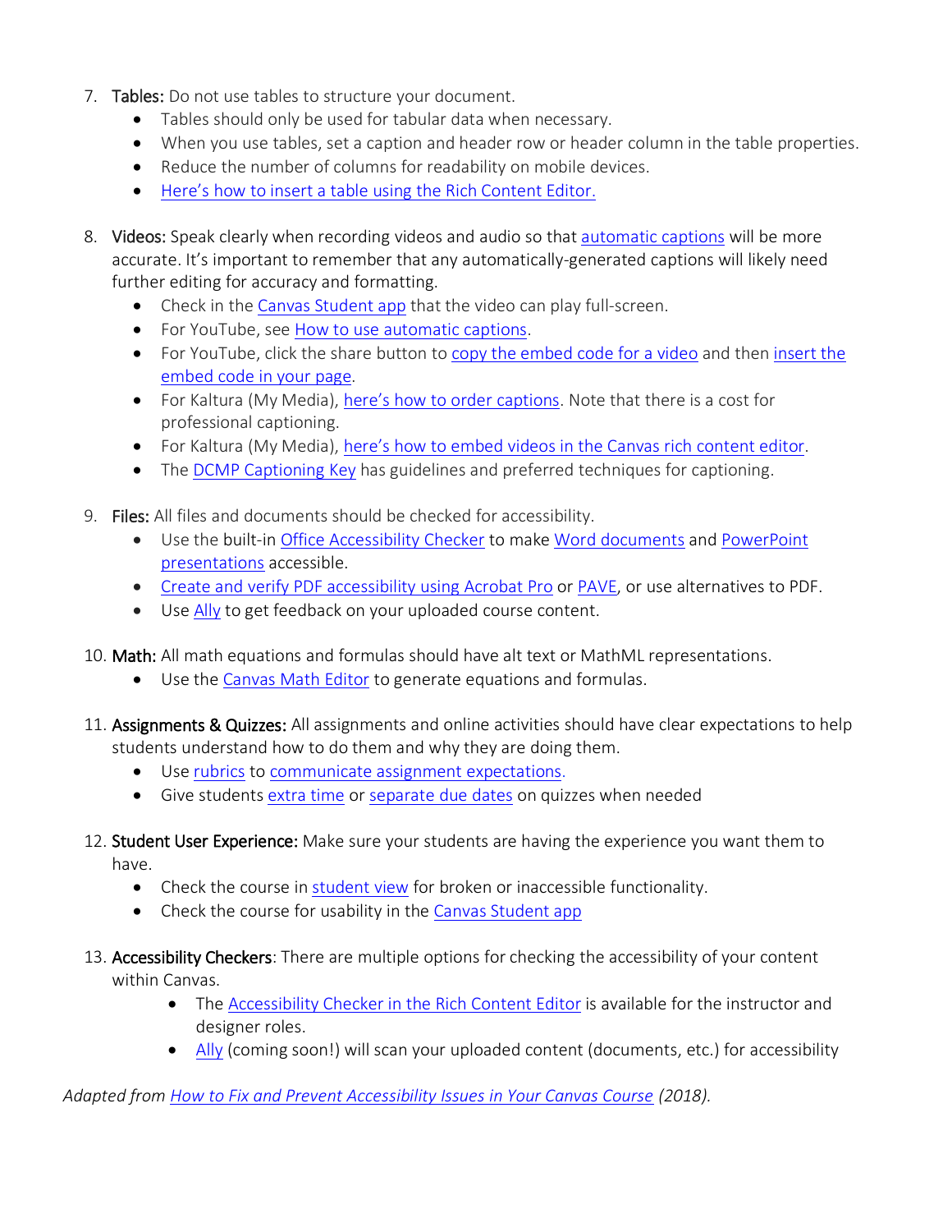7. **Tables:** Do not use tables to structure your document.
   - Tables should only be used for tabular data when necessary.
   - When you use tables, set a caption and header row or header column in the table properties.
   - Reduce the number of columns for readability on mobile devices.
   - Here's how to insert a table using the Rich Content Editor.

8. **Videos:** Speak clearly when recording videos and audio so that automatic captions will be more accurate. It's important to remember that any automatically-generated captions will likely need further editing for accuracy and formatting.
   - Check in the Canvas Student app that the video can play full-screen.
   - For YouTube, see How to use automatic captions.
   - For YouTube, click the share button to copy the embed code for a video and then insert the embed code in your page.
   - For Kaltura (My Media), here's how to order captions. Note that there is a cost for professional captioning.
   - For Kaltura (My Media), here's how to embed videos in the Canvas rich content editor.
   - The DCMP Captioning Key has guidelines and preferred techniques for captioning.

9. **Files:** All files and documents should be checked for accessibility.
   - Use the built-in Office Accessibility Checker to make Word documents and PowerPoint presentations accessible.
   - Create and verify PDF accessibility using Acrobat Pro or PAVE, or use alternatives to PDF.
   - Use Ally to get feedback on your uploaded course content.

10. **Math:** All math equations and formulas should have alt text or MathML representations.
    - Use the Canvas Math Editor to generate equations and formulas.

11. **Assignments & Quizzes:** All assignments and online activities should have clear expectations to help students understand how to do them and why they are doing them.
    - Use rubrics to communicate assignment expectations.
    - Give students extra time or separate due dates on quizzes when needed

12. **Student User Experience:** Make sure your students are having the experience you want them to have.
    - Check the course in student view for broken or inaccessible functionality.
    - Check the course for usability in the Canvas Student app

13. **Accessibility Checkers**: There are multiple options for checking the accessibility of your content within Canvas.
    - The Accessibility Checker in the Rich Content Editor is available for the instructor and designer roles.
    - Ally (coming soon!) will scan your uploaded content (documents, etc.) for accessibility

*Adapted from How to Fix and Prevent Accessibility Issues in Your Canvas Course (2018).*